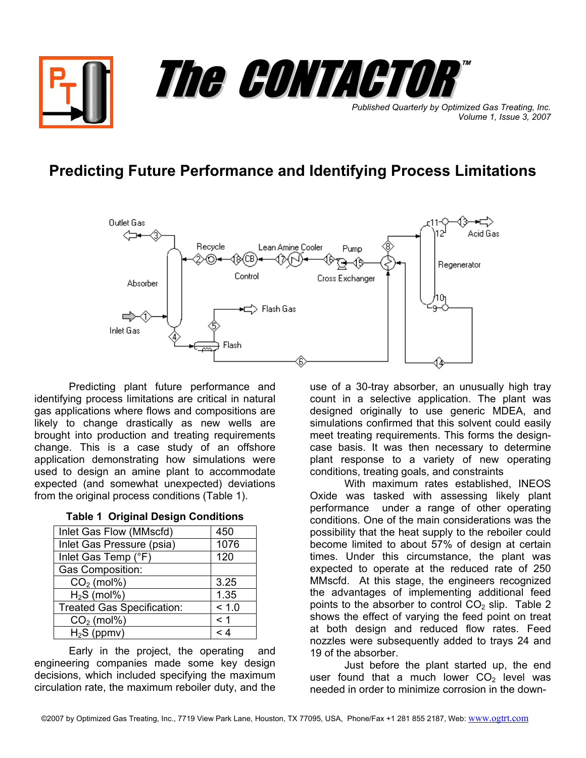# The CONTACTOR™

*Published Quarterly by Optimized Gas Treating, Inc.*
*Volume 1, Issue 3, 2007*

## Predicting Future Performance and Identifying Process Limitations

Predicting plant future performance and identifying process limitations are critical in natural gas applications where flows and compositions are likely to change drastically as new wells are brought into production and treating requirements change. This is a case study of an offshore application demonstrating how simulations were used to design an amine plant to accommodate expected (and somewhat unexpected) deviations from the original process conditions (Table 1).

**Table 1 Original Design Conditions**

| | |
|---|---|
| Inlet Gas Flow (MMscfd) | 450 |
| Inlet Gas Pressure (psia) | 1076 |
| Inlet Gas Temp (°F) | 120 |
| Gas Composition: | |
| $CO_2$ (mol%) | 3.25 |
| $H_2S$ (mol%) | 1.35 |
| Treated Gas Specification: | < 1.0 |
| $CO_2$ (mol%) | < 1 |
| $H_2S$ (ppmv) | < 4 |

Early in the project, the operating and engineering companies made some key design decisions, which included specifying the maximum circulation rate, the maximum reboiler duty, and the use of a 30-tray absorber, an unusually high tray count in a selective application. The plant was designed originally to use generic MDEA, and simulations confirmed that this solvent could easily meet treating requirements. This forms the design-case basis. It was then necessary to determine plant response to a variety of new operating conditions, treating goals, and constraints

With maximum rates established, INEOS Oxide was tasked with assessing likely plant performance under a range of other operating conditions. One of the main considerations was the possibility that the heat supply to the reboiler could become limited to about 57% of design at certain times. Under this circumstance, the plant was expected to operate at the reduced rate of 250 MMscfd. At this stage, the engineers recognized the advantages of implementing additional feed points to the absorber to control $CO_2$ slip. Table 2 shows the effect of varying the feed point on treat at both design and reduced flow rates. Feed nozzles were subsequently added to trays 24 and 19 of the absorber.

Just before the plant started up, the end user found that a much lower $CO_2$ level was needed in order to minimize corrosion in the down-

©2007 by Optimized Gas Treating, Inc., 7719 View Park Lane, Houston, TX 77095, USA, Phone/Fax +1 281 855 2187, Web: www.ogtrt.com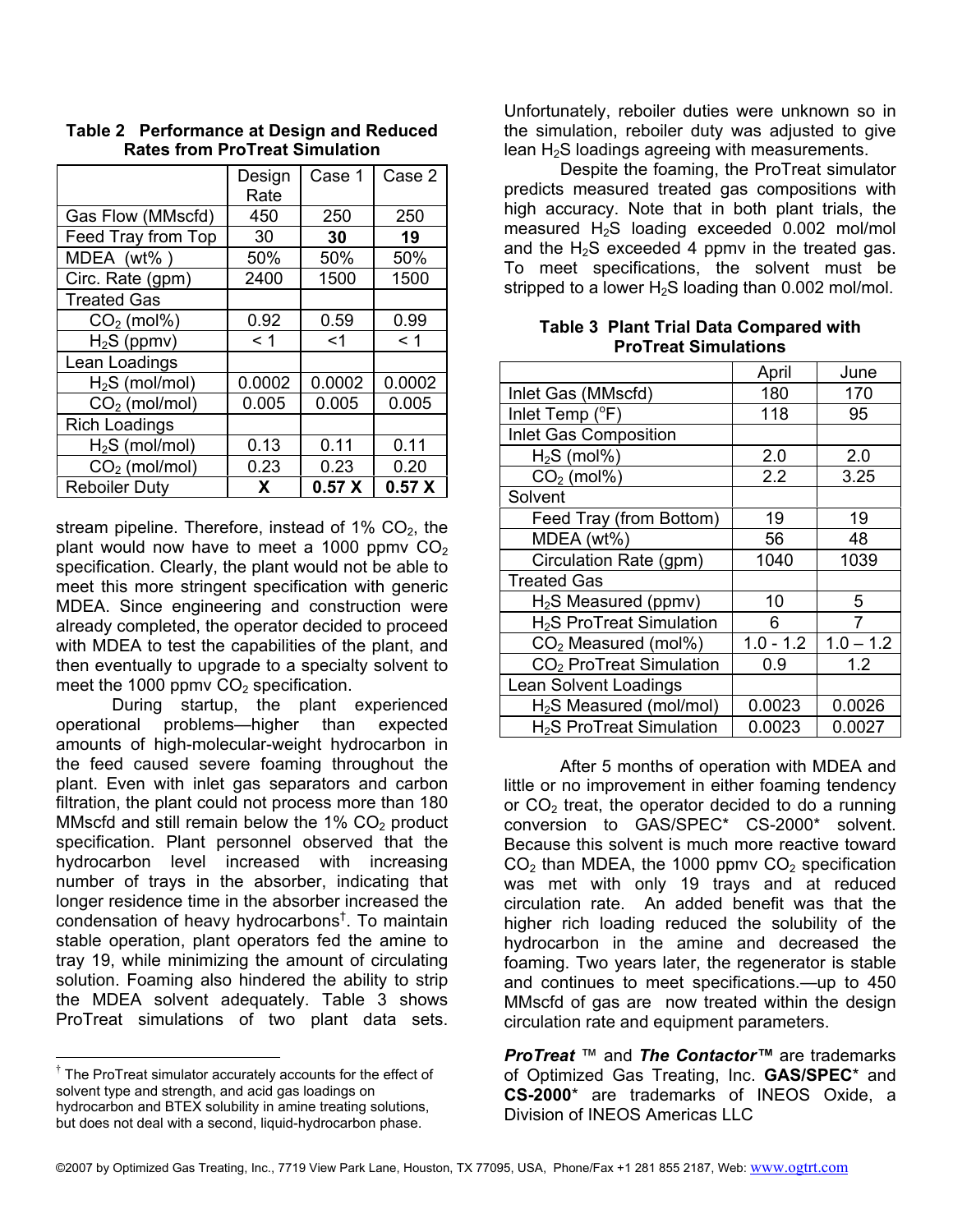**Table 2 Performance at Design and Reduced Rates from ProTreat Simulation**

| | Design Rate | Case 1 | Case 2 |
|---|---|---|---|
| Gas Flow (MMscfd) | 450 | 250 | 250 |
| Feed Tray from Top | 30 | **30** | **19** |
| MDEA (wt%) | 50% | 50% | 50% |
| Circ. Rate (gpm) | 2400 | 1500 | 1500 |
| Treated Gas | | | |
| $CO_2$ (mol%) | 0.92 | 0.59 | 0.99 |
| $H_2S$ (ppmv) | < 1 | <1 | < 1 |
| Lean Loadings | | | |
| $H_2S$ (mol/mol) | 0.0002 | 0.0002 | 0.0002 |
| $CO_2$ (mol/mol) | 0.005 | 0.005 | 0.005 |
| Rich Loadings | | | |
| $H_2S$ (mol/mol) | 0.13 | 0.11 | 0.11 |
| $CO_2$ (mol/mol) | 0.23 | 0.23 | 0.20 |
| Reboiler Duty | **X** | **0.57 X** | **0.57 X** |

stream pipeline. Therefore, instead of 1% $CO_2$, the plant would now have to meet a 1000 ppmv $CO_2$ specification. Clearly, the plant would not be able to meet this more stringent specification with generic MDEA. Since engineering and construction were already completed, the operator decided to proceed with MDEA to test the capabilities of the plant, and then eventually to upgrade to a specialty solvent to meet the 1000 ppmv $CO_2$ specification.

During startup, the plant experienced operational problems—higher than expected amounts of high-molecular-weight hydrocarbon in the feed caused severe foaming throughout the plant. Even with inlet gas separators and carbon filtration, the plant could not process more than 180 MMscfd and still remain below the 1% $CO_2$ product specification. Plant personnel observed that the hydrocarbon level increased with increasing number of trays in the absorber, indicating that longer residence time in the absorber increased the condensation of heavy hydrocarbons†. To maintain stable operation, plant operators fed the amine to tray 19, while minimizing the amount of circulating solution. Foaming also hindered the ability to strip the MDEA solvent adequately. Table 3 shows ProTreat simulations of two plant data sets. Unfortunately, reboiler duties were unknown so in the simulation, reboiler duty was adjusted to give lean $H_2S$ loadings agreeing with measurements.

Despite the foaming, the ProTreat simulator predicts measured treated gas compositions with high accuracy. Note that in both plant trials, the measured $H_2S$ loading exceeded 0.002 mol/mol and the $H_2S$ exceeded 4 ppmv in the treated gas. To meet specifications, the solvent must be stripped to a lower $H_2S$ loading than 0.002 mol/mol.

**Table 3 Plant Trial Data Compared with ProTreat Simulations**

| | April | June |
|---|---|---|
| Inlet Gas (MMscfd) | 180 | 170 |
| Inlet Temp (°F) | 118 | 95 |
| Inlet Gas Composition | | |
| $H_2S$ (mol%) | 2.0 | 2.0 |
| $CO_2$ (mol%) | 2.2 | 3.25 |
| Solvent | | |
| Feed Tray (from Bottom) | 19 | 19 |
| MDEA (wt%) | 56 | 48 |
| Circulation Rate (gpm) | 1040 | 1039 |
| Treated Gas | | |
| $H_2S$ Measured (ppmv) | 10 | 5 |
| $H_2S$ ProTreat Simulation | 6 | 7 |
| $CO_2$ Measured (mol%) | 1.0 - 1.2 | 1.0 – 1.2 |
| $CO_2$ ProTreat Simulation | 0.9 | 1.2 |
| Lean Solvent Loadings | | |
| $H_2S$ Measured (mol/mol) | 0.0023 | 0.0026 |
| $H_2S$ ProTreat Simulation | 0.0023 | 0.0027 |

After 5 months of operation with MDEA and little or no improvement in either foaming tendency or $CO_2$ treat, the operator decided to do a running conversion to GAS/SPEC* CS-2000* solvent. Because this solvent is much more reactive toward $CO_2$ than MDEA, the 1000 ppmv $CO_2$ specification was met with only 19 trays and at reduced circulation rate. An added benefit was that the higher rich loading reduced the solubility of the hydrocarbon in the amine and decreased the foaming. Two years later, the regenerator is stable and continues to meet specifications.—up to 450 MMscfd of gas are now treated within the design circulation rate and equipment parameters.

***ProTreat*** ™ and ***The Contactor™*** are trademarks of Optimized Gas Treating, Inc. **GAS/SPEC*** and **CS-2000*** are trademarks of INEOS Oxide, a Division of INEOS Americas LLC

† The ProTreat simulator accurately accounts for the effect of solvent type and strength, and acid gas loadings on hydrocarbon and BTEX solubility in amine treating solutions, but does not deal with a second, liquid-hydrocarbon phase.

©2007 by Optimized Gas Treating, Inc., 7719 View Park Lane, Houston, TX 77095, USA, Phone/Fax +1 281 855 2187, Web: www.ogtrt.com